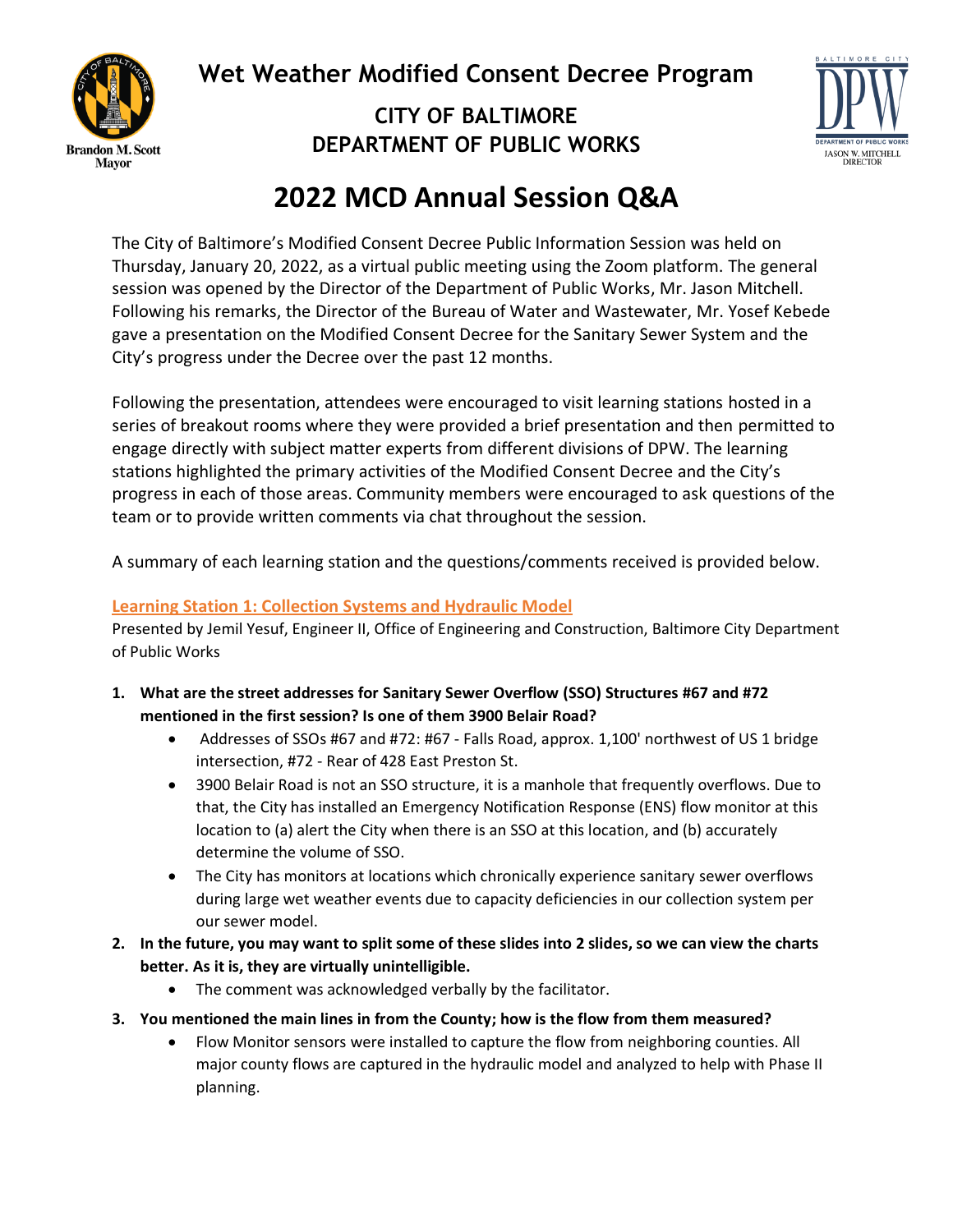# Wet Weather Modified Consent Decree Program

## CITY OF BALTIMORE
## DEPARTMENT OF PUBLIC WORKS

Brandon M. Scott
Mayor

BALTIMORE CITY DPW
DEPARTMENT OF PUBLIC WORKS
JASON W. MITCHELL
DIRECTOR

# 2022 MCD Annual Session Q&A

The City of Baltimore's Modified Consent Decree Public Information Session was held on Thursday, January 20, 2022, as a virtual public meeting using the Zoom platform. The general session was opened by the Director of the Department of Public Works, Mr. Jason Mitchell. Following his remarks, the Director of the Bureau of Water and Wastewater, Mr. Yosef Kebede gave a presentation on the Modified Consent Decree for the Sanitary Sewer System and the City's progress under the Decree over the past 12 months.

Following the presentation, attendees were encouraged to visit learning stations hosted in a series of breakout rooms where they were provided a brief presentation and then permitted to engage directly with subject matter experts from different divisions of DPW. The learning stations highlighted the primary activities of the Modified Consent Decree and the City's progress in each of those areas. Community members were encouraged to ask questions of the team or to provide written comments via chat throughout the session.

A summary of each learning station and the questions/comments received is provided below.

## Learning Station 1: Collection Systems and Hydraulic Model

Presented by Jemil Yesuf, Engineer II, Office of Engineering and Construction, Baltimore City Department of Public Works

1. **What are the street addresses for Sanitary Sewer Overflow (SSO) Structures #67 and #72 mentioned in the first session? Is one of them 3900 Belair Road?**
   - Addresses of SSOs #67 and #72: #67 - Falls Road, approx. 1,100' northwest of US 1 bridge intersection, #72 - Rear of 428 East Preston St.
   - 3900 Belair Road is not an SSO structure, it is a manhole that frequently overflows. Due to that, the City has installed an Emergency Notification Response (ENS) flow monitor at this location to (a) alert the City when there is an SSO at this location, and (b) accurately determine the volume of SSO.
   - The City has monitors at locations which chronically experience sanitary sewer overflows during large wet weather events due to capacity deficiencies in our collection system per our sewer model.
2. **In the future, you may want to split some of these slides into 2 slides, so we can view the charts better. As it is, they are virtually unintelligible.**
   - The comment was acknowledged verbally by the facilitator.
3. **You mentioned the main lines in from the County; how is the flow from them measured?**
   - Flow Monitor sensors were installed to capture the flow from neighboring counties. All major county flows are captured in the hydraulic model and analyzed to help with Phase II planning.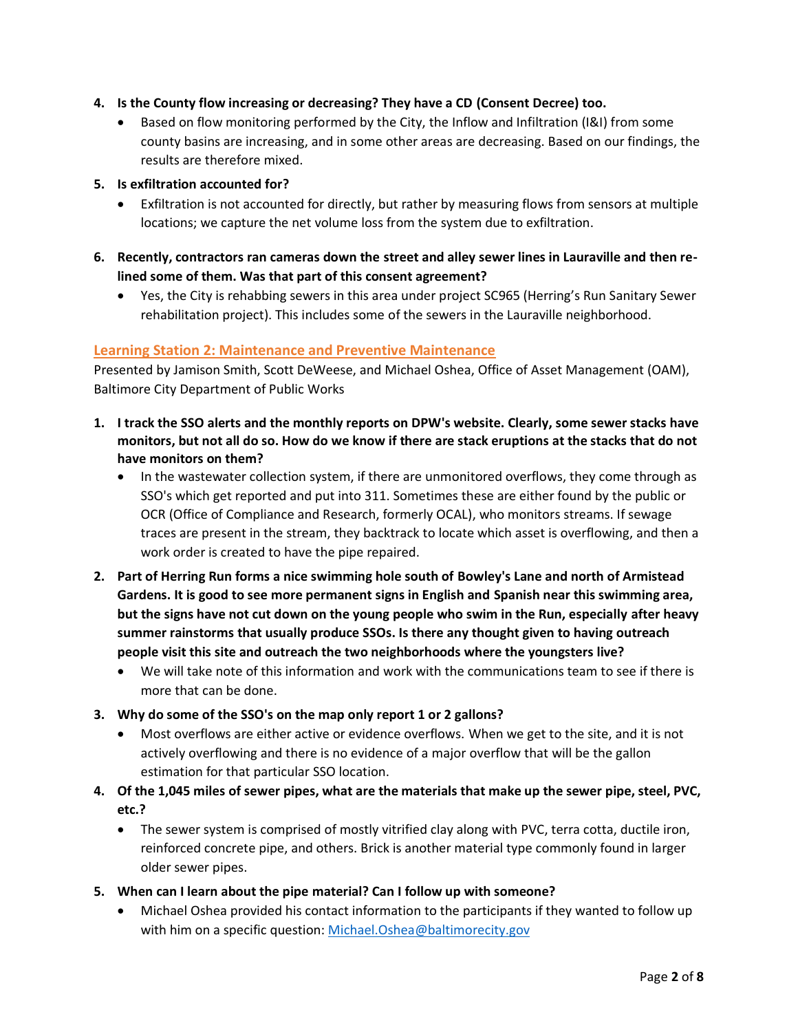4. **Is the County flow increasing or decreasing? They have a CD (Consent Decree) too.**
   - Based on flow monitoring performed by the City, the Inflow and Infiltration (I&I) from some county basins are increasing, and in some other areas are decreasing. Based on our findings, the results are therefore mixed.
5. **Is exfiltration accounted for?**
   - Exfiltration is not accounted for directly, but rather by measuring flows from sensors at multiple locations; we capture the net volume loss from the system due to exfiltration.
6. **Recently, contractors ran cameras down the street and alley sewer lines in Lauraville and then re-lined some of them. Was that part of this consent agreement?**
   - Yes, the City is rehabbing sewers in this area under project SC965 (Herring's Run Sanitary Sewer rehabilitation project). This includes some of the sewers in the Lauraville neighborhood.

## Learning Station 2: Maintenance and Preventive Maintenance

Presented by Jamison Smith, Scott DeWeese, and Michael Oshea, Office of Asset Management (OAM), Baltimore City Department of Public Works

1. **I track the SSO alerts and the monthly reports on DPW's website. Clearly, some sewer stacks have monitors, but not all do so. How do we know if there are stack eruptions at the stacks that do not have monitors on them?**
   - In the wastewater collection system, if there are unmonitored overflows, they come through as SSO's which get reported and put into 311. Sometimes these are either found by the public or OCR (Office of Compliance and Research, formerly OCAL), who monitors streams. If sewage traces are present in the stream, they backtrack to locate which asset is overflowing, and then a work order is created to have the pipe repaired.
2. **Part of Herring Run forms a nice swimming hole south of Bowley's Lane and north of Armistead Gardens. It is good to see more permanent signs in English and Spanish near this swimming area, but the signs have not cut down on the young people who swim in the Run, especially after heavy summer rainstorms that usually produce SSOs. Is there any thought given to having outreach people visit this site and outreach the two neighborhoods where the youngsters live?**
   - We will take note of this information and work with the communications team to see if there is more that can be done.
3. **Why do some of the SSO's on the map only report 1 or 2 gallons?**
   - Most overflows are either active or evidence overflows. When we get to the site, and it is not actively overflowing and there is no evidence of a major overflow that will be the gallon estimation for that particular SSO location.
4. **Of the 1,045 miles of sewer pipes, what are the materials that make up the sewer pipe, steel, PVC, etc.?**
   - The sewer system is comprised of mostly vitrified clay along with PVC, terra cotta, ductile iron, reinforced concrete pipe, and others. Brick is another material type commonly found in larger older sewer pipes.
5. **When can I learn about the pipe material? Can I follow up with someone?**
   - Michael Oshea provided his contact information to the participants if they wanted to follow up with him on a specific question: Michael.Oshea@baltimorecity.gov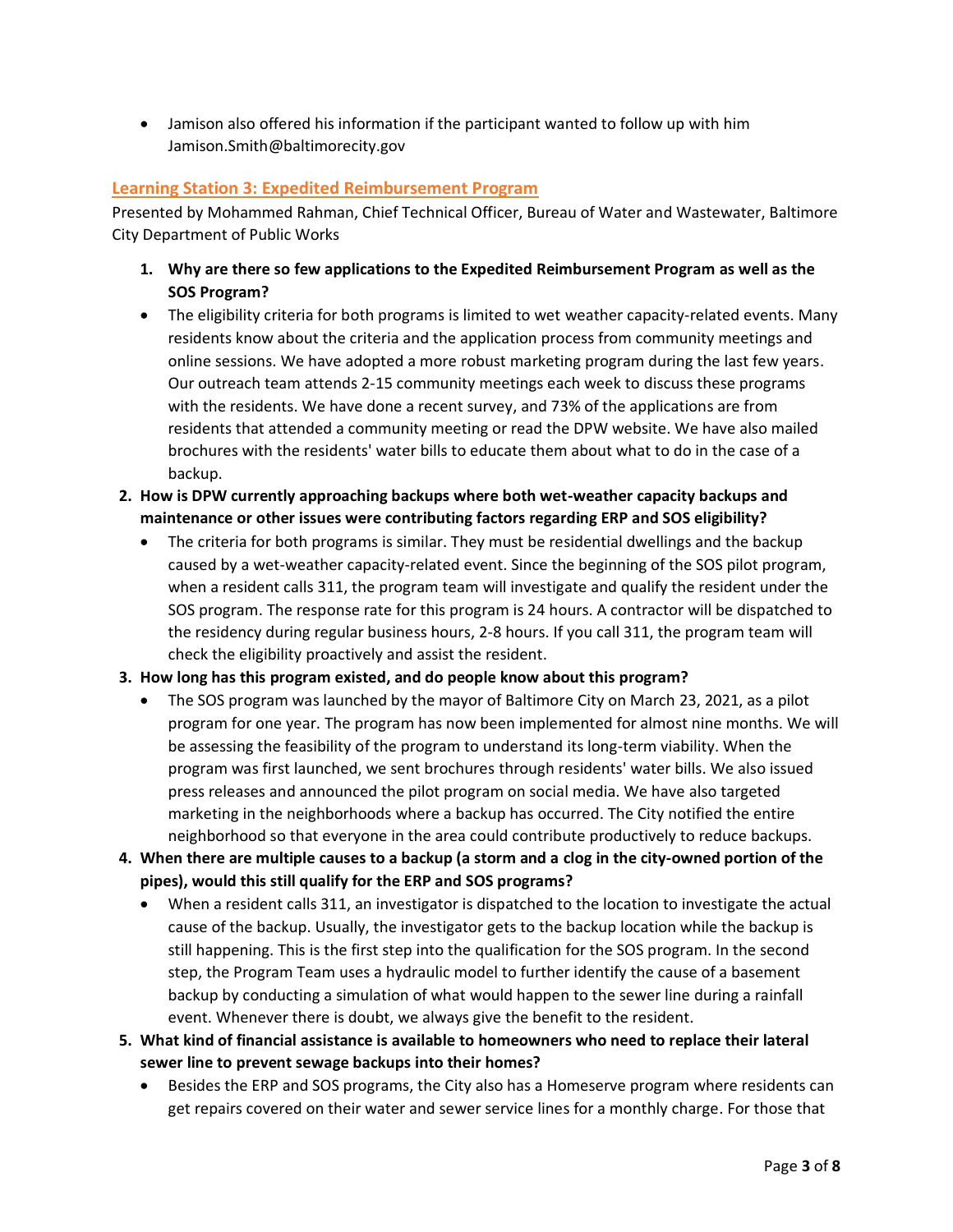- Jamison also offered his information if the participant wanted to follow up with him Jamison.Smith@baltimorecity.gov

## Learning Station 3: Expedited Reimbursement Program

Presented by Mohammed Rahman, Chief Technical Officer, Bureau of Water and Wastewater, Baltimore City Department of Public Works

1. **Why are there so few applications to the Expedited Reimbursement Program as well as the SOS Program?**
   - The eligibility criteria for both programs is limited to wet weather capacity-related events. Many residents know about the criteria and the application process from community meetings and online sessions. We have adopted a more robust marketing program during the last few years. Our outreach team attends 2-15 community meetings each week to discuss these programs with the residents. We have done a recent survey, and 73% of the applications are from residents that attended a community meeting or read the DPW website. We have also mailed brochures with the residents' water bills to educate them about what to do in the case of a backup.
2. **How is DPW currently approaching backups where both wet-weather capacity backups and maintenance or other issues were contributing factors regarding ERP and SOS eligibility?**
   - The criteria for both programs is similar. They must be residential dwellings and the backup caused by a wet-weather capacity-related event. Since the beginning of the SOS pilot program, when a resident calls 311, the program team will investigate and qualify the resident under the SOS program. The response rate for this program is 24 hours. A contractor will be dispatched to the residency during regular business hours, 2-8 hours. If you call 311, the program team will check the eligibility proactively and assist the resident.
3. **How long has this program existed, and do people know about this program?**
   - The SOS program was launched by the mayor of Baltimore City on March 23, 2021, as a pilot program for one year. The program has now been implemented for almost nine months. We will be assessing the feasibility of the program to understand its long-term viability. When the program was first launched, we sent brochures through residents' water bills. We also issued press releases and announced the pilot program on social media. We have also targeted marketing in the neighborhoods where a backup has occurred. The City notified the entire neighborhood so that everyone in the area could contribute productively to reduce backups.
4. **When there are multiple causes to a backup (a storm and a clog in the city-owned portion of the pipes), would this still qualify for the ERP and SOS programs?**
   - When a resident calls 311, an investigator is dispatched to the location to investigate the actual cause of the backup. Usually, the investigator gets to the backup location while the backup is still happening. This is the first step into the qualification for the SOS program. In the second step, the Program Team uses a hydraulic model to further identify the cause of a basement backup by conducting a simulation of what would happen to the sewer line during a rainfall event. Whenever there is doubt, we always give the benefit to the resident.
5. **What kind of financial assistance is available to homeowners who need to replace their lateral sewer line to prevent sewage backups into their homes?**
   - Besides the ERP and SOS programs, the City also has a Homeserve program where residents can get repairs covered on their water and sewer service lines for a monthly charge. For those that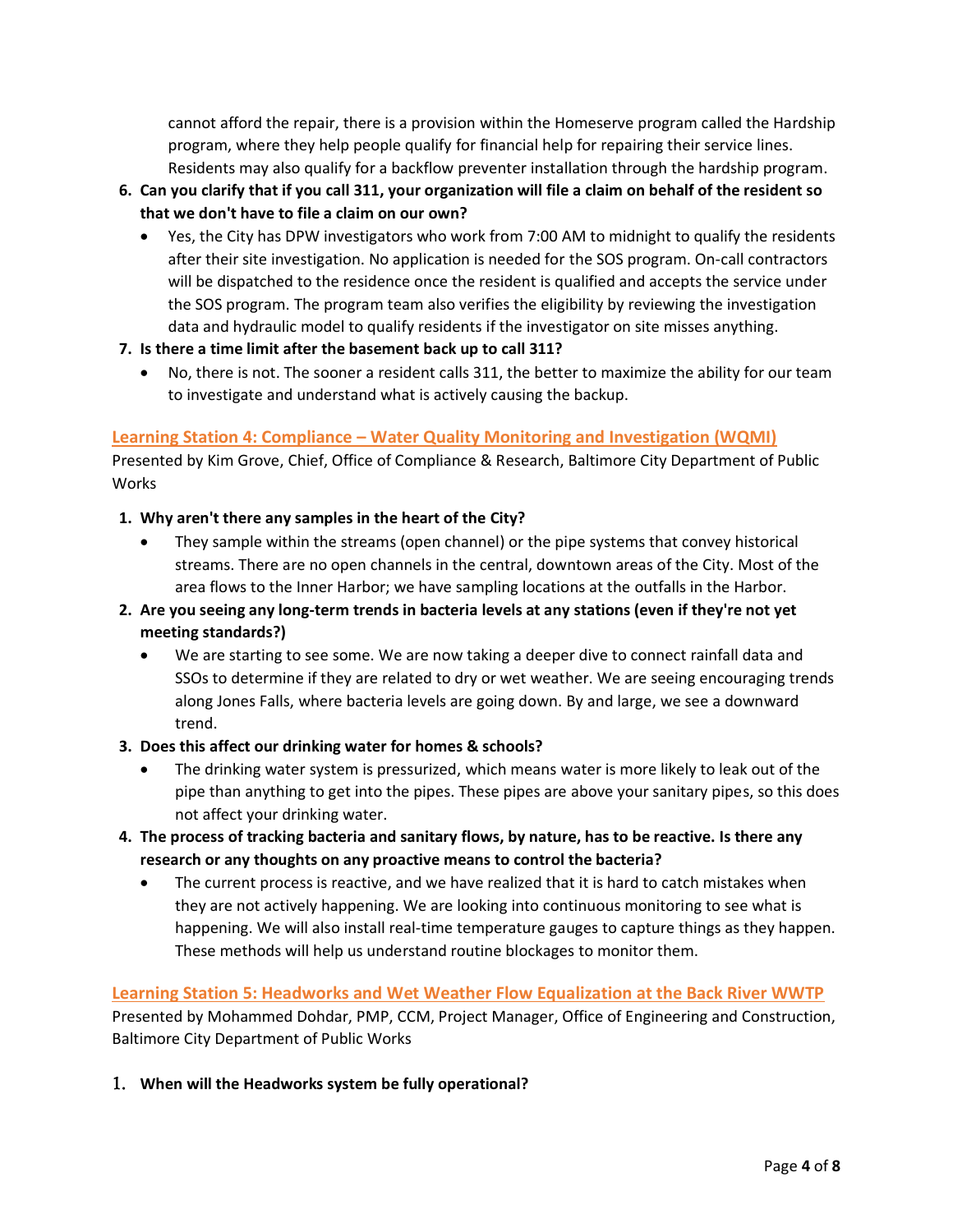cannot afford the repair, there is a provision within the Homeserve program called the Hardship program, where they help people qualify for financial help for repairing their service lines. Residents may also qualify for a backflow preventer installation through the hardship program.

6. **Can you clarify that if you call 311, your organization will file a claim on behalf of the resident so that we don't have to file a claim on our own?**
   - Yes, the City has DPW investigators who work from 7:00 AM to midnight to qualify the residents after their site investigation. No application is needed for the SOS program. On-call contractors will be dispatched to the residence once the resident is qualified and accepts the service under the SOS program. The program team also verifies the eligibility by reviewing the investigation data and hydraulic model to qualify residents if the investigator on site misses anything.
7. **Is there a time limit after the basement back up to call 311?**
   - No, there is not. The sooner a resident calls 311, the better to maximize the ability for our team to investigate and understand what is actively causing the backup.

## Learning Station 4: Compliance – Water Quality Monitoring and Investigation (WQMI)

Presented by Kim Grove, Chief, Office of Compliance & Research, Baltimore City Department of Public Works

1. **Why aren't there any samples in the heart of the City?**
   - They sample within the streams (open channel) or the pipe systems that convey historical streams. There are no open channels in the central, downtown areas of the City. Most of the area flows to the Inner Harbor; we have sampling locations at the outfalls in the Harbor.
2. **Are you seeing any long-term trends in bacteria levels at any stations (even if they're not yet meeting standards?)**
   - We are starting to see some. We are now taking a deeper dive to connect rainfall data and SSOs to determine if they are related to dry or wet weather. We are seeing encouraging trends along Jones Falls, where bacteria levels are going down. By and large, we see a downward trend.
3. **Does this affect our drinking water for homes & schools?**
   - The drinking water system is pressurized, which means water is more likely to leak out of the pipe than anything to get into the pipes. These pipes are above your sanitary pipes, so this does not affect your drinking water.
4. **The process of tracking bacteria and sanitary flows, by nature, has to be reactive. Is there any research or any thoughts on any proactive means to control the bacteria?**
   - The current process is reactive, and we have realized that it is hard to catch mistakes when they are not actively happening. We are looking into continuous monitoring to see what is happening. We will also install real-time temperature gauges to capture things as they happen. These methods will help us understand routine blockages to monitor them.

## Learning Station 5: Headworks and Wet Weather Flow Equalization at the Back River WWTP

Presented by Mohammed Dohdar, PMP, CCM, Project Manager, Office of Engineering and Construction, Baltimore City Department of Public Works

1. **When will the Headworks system be fully operational?**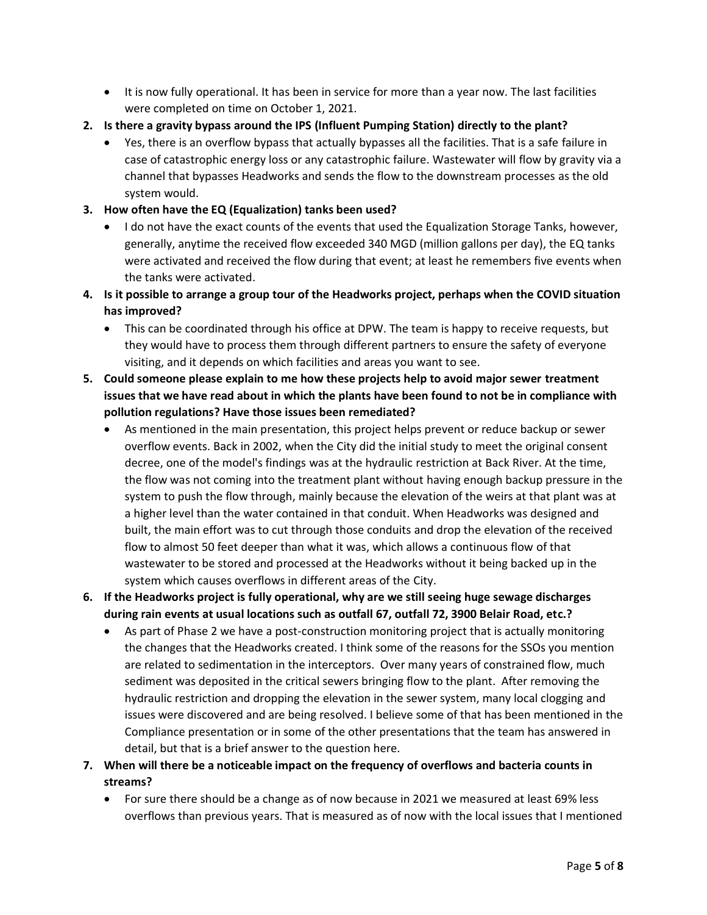- It is now fully operational. It has been in service for more than a year now. The last facilities were completed on time on October 1, 2021.

**2. Is there a gravity bypass around the IPS (Influent Pumping Station) directly to the plant?**

- Yes, there is an overflow bypass that actually bypasses all the facilities. That is a safe failure in case of catastrophic energy loss or any catastrophic failure. Wastewater will flow by gravity via a channel that bypasses Headworks and sends the flow to the downstream processes as the old system would.

**3. How often have the EQ (Equalization) tanks been used?**

- I do not have the exact counts of the events that used the Equalization Storage Tanks, however, generally, anytime the received flow exceeded 340 MGD (million gallons per day), the EQ tanks were activated and received the flow during that event; at least he remembers five events when the tanks were activated.

**4. Is it possible to arrange a group tour of the Headworks project, perhaps when the COVID situation has improved?**

- This can be coordinated through his office at DPW. The team is happy to receive requests, but they would have to process them through different partners to ensure the safety of everyone visiting, and it depends on which facilities and areas you want to see.

**5. Could someone please explain to me how these projects help to avoid major sewer treatment issues that we have read about in which the plants have been found to not be in compliance with pollution regulations? Have those issues been remediated?**

- As mentioned in the main presentation, this project helps prevent or reduce backup or sewer overflow events. Back in 2002, when the City did the initial study to meet the original consent decree, one of the model's findings was at the hydraulic restriction at Back River. At the time, the flow was not coming into the treatment plant without having enough backup pressure in the system to push the flow through, mainly because the elevation of the weirs at that plant was at a higher level than the water contained in that conduit. When Headworks was designed and built, the main effort was to cut through those conduits and drop the elevation of the received flow to almost 50 feet deeper than what it was, which allows a continuous flow of that wastewater to be stored and processed at the Headworks without it being backed up in the system which causes overflows in different areas of the City.

**6. If the Headworks project is fully operational, why are we still seeing huge sewage discharges during rain events at usual locations such as outfall 67, outfall 72, 3900 Belair Road, etc.?**

- As part of Phase 2 we have a post-construction monitoring project that is actually monitoring the changes that the Headworks created. I think some of the reasons for the SSOs you mention are related to sedimentation in the interceptors. Over many years of constrained flow, much sediment was deposited in the critical sewers bringing flow to the plant. After removing the hydraulic restriction and dropping the elevation in the sewer system, many local clogging and issues were discovered and are being resolved. I believe some of that has been mentioned in the Compliance presentation or in some of the other presentations that the team has answered in detail, but that is a brief answer to the question here.

**7. When will there be a noticeable impact on the frequency of overflows and bacteria counts in streams?**

- For sure there should be a change as of now because in 2021 we measured at least 69% less overflows than previous years. That is measured as of now with the local issues that I mentioned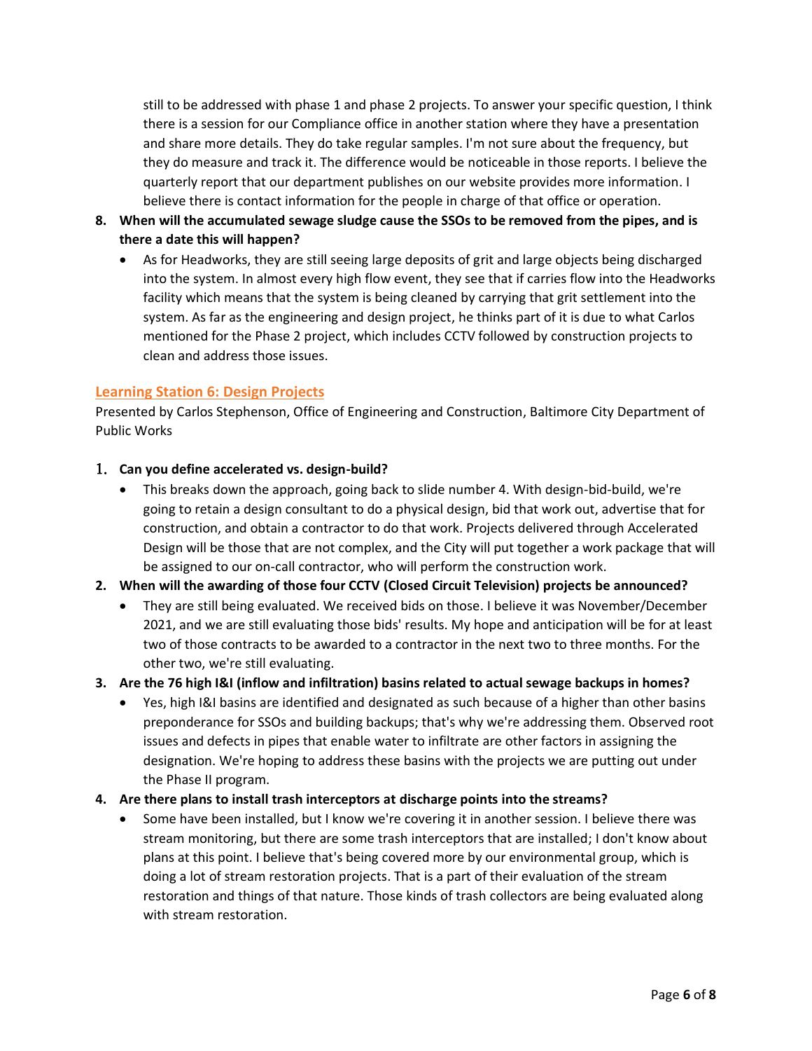still to be addressed with phase 1 and phase 2 projects. To answer your specific question, I think there is a session for our Compliance office in another station where they have a presentation and share more details. They do take regular samples. I'm not sure about the frequency, but they do measure and track it. The difference would be noticeable in those reports. I believe the quarterly report that our department publishes on our website provides more information. I believe there is contact information for the people in charge of that office or operation.

8. **When will the accumulated sewage sludge cause the SSOs to be removed from the pipes, and is there a date this will happen?**
   - As for Headworks, they are still seeing large deposits of grit and large objects being discharged into the system. In almost every high flow event, they see that if carries flow into the Headworks facility which means that the system is being cleaned by carrying that grit settlement into the system. As far as the engineering and design project, he thinks part of it is due to what Carlos mentioned for the Phase 2 project, which includes CCTV followed by construction projects to clean and address those issues.

## Learning Station 6: Design Projects

Presented by Carlos Stephenson, Office of Engineering and Construction, Baltimore City Department of Public Works

1. **Can you define accelerated vs. design-build?**
   - This breaks down the approach, going back to slide number 4. With design-bid-build, we're going to retain a design consultant to do a physical design, bid that work out, advertise that for construction, and obtain a contractor to do that work. Projects delivered through Accelerated Design will be those that are not complex, and the City will put together a work package that will be assigned to our on-call contractor, who will perform the construction work.
2. **When will the awarding of those four CCTV (Closed Circuit Television) projects be announced?**
   - They are still being evaluated. We received bids on those. I believe it was November/December 2021, and we are still evaluating those bids' results. My hope and anticipation will be for at least two of those contracts to be awarded to a contractor in the next two to three months. For the other two, we're still evaluating.
3. **Are the 76 high I&I (inflow and infiltration) basins related to actual sewage backups in homes?**
   - Yes, high I&I basins are identified and designated as such because of a higher than other basins preponderance for SSOs and building backups; that's why we're addressing them. Observed root issues and defects in pipes that enable water to infiltrate are other factors in assigning the designation. We're hoping to address these basins with the projects we are putting out under the Phase II program.
4. **Are there plans to install trash interceptors at discharge points into the streams?**
   - Some have been installed, but I know we're covering it in another session. I believe there was stream monitoring, but there are some trash interceptors that are installed; I don't know about plans at this point. I believe that's being covered more by our environmental group, which is doing a lot of stream restoration projects. That is a part of their evaluation of the stream restoration and things of that nature. Those kinds of trash collectors are being evaluated along with stream restoration.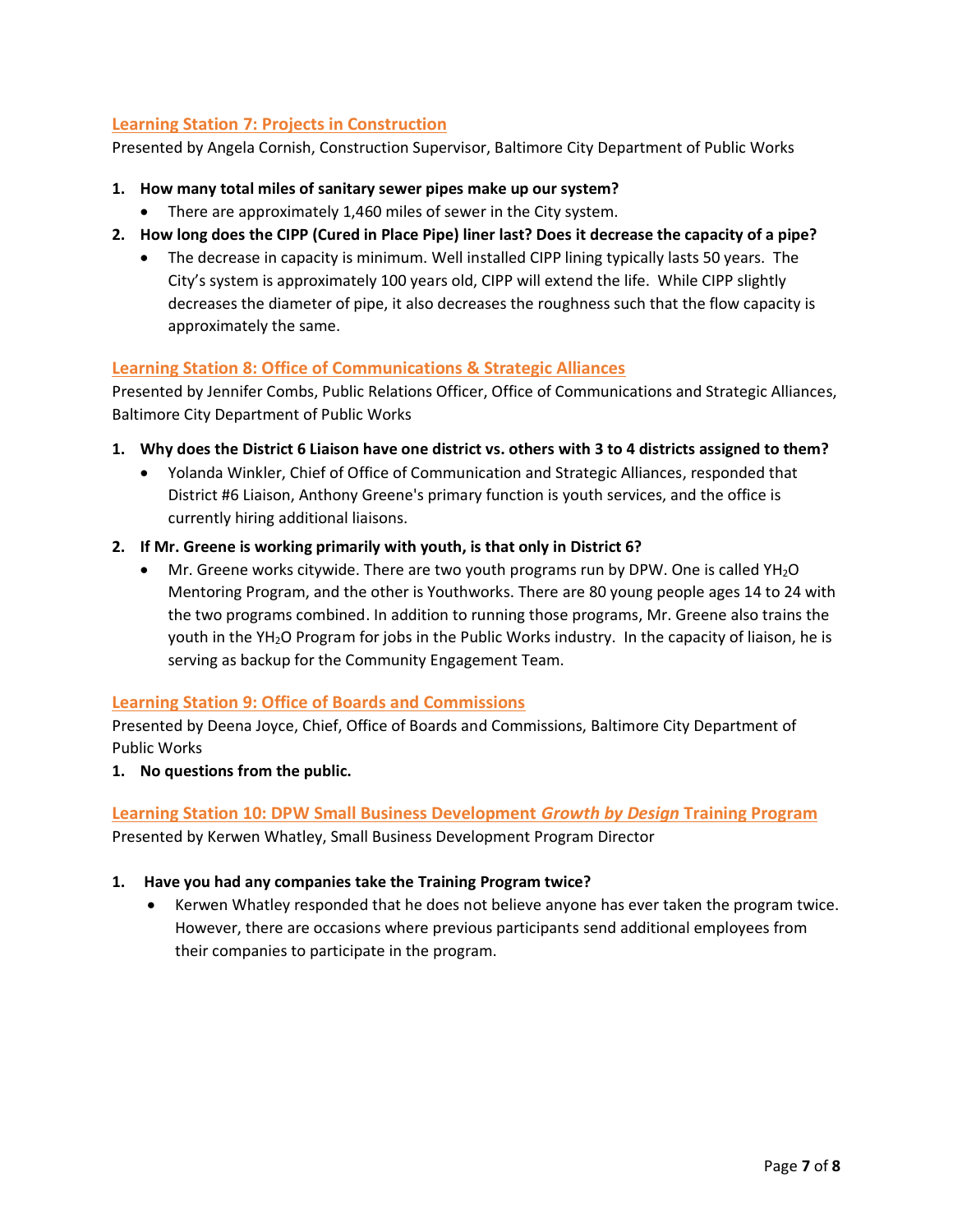### Learning Station 7: Projects in Construction

Presented by Angela Cornish, Construction Supervisor, Baltimore City Department of Public Works

1. **How many total miles of sanitary sewer pipes make up our system?**
   - There are approximately 1,460 miles of sewer in the City system.
2. **How long does the CIPP (Cured in Place Pipe) liner last? Does it decrease the capacity of a pipe?**
   - The decrease in capacity is minimum. Well installed CIPP lining typically lasts 50 years. The City's system is approximately 100 years old, CIPP will extend the life. While CIPP slightly decreases the diameter of pipe, it also decreases the roughness such that the flow capacity is approximately the same.

### Learning Station 8: Office of Communications & Strategic Alliances

Presented by Jennifer Combs, Public Relations Officer, Office of Communications and Strategic Alliances, Baltimore City Department of Public Works

1. **Why does the District 6 Liaison have one district vs. others with 3 to 4 districts assigned to them?**
   - Yolanda Winkler, Chief of Office of Communication and Strategic Alliances, responded that District #6 Liaison, Anthony Greene's primary function is youth services, and the office is currently hiring additional liaisons.
2. **If Mr. Greene is working primarily with youth, is that only in District 6?**
   - Mr. Greene works citywide. There are two youth programs run by DPW. One is called $YH_2O$ Mentoring Program, and the other is Youthworks. There are 80 young people ages 14 to 24 with the two programs combined. In addition to running those programs, Mr. Greene also trains the youth in the $YH_2O$ Program for jobs in the Public Works industry. In the capacity of liaison, he is serving as backup for the Community Engagement Team.

### Learning Station 9: Office of Boards and Commissions

Presented by Deena Joyce, Chief, Office of Boards and Commissions, Baltimore City Department of Public Works

1. **No questions from the public.**

### Learning Station 10: DPW Small Business Development *Growth by Design* Training Program

Presented by Kerwen Whatley, Small Business Development Program Director

1. **Have you had any companies take the Training Program twice?**
   - Kerwen Whatley responded that he does not believe anyone has ever taken the program twice. However, there are occasions where previous participants send additional employees from their companies to participate in the program.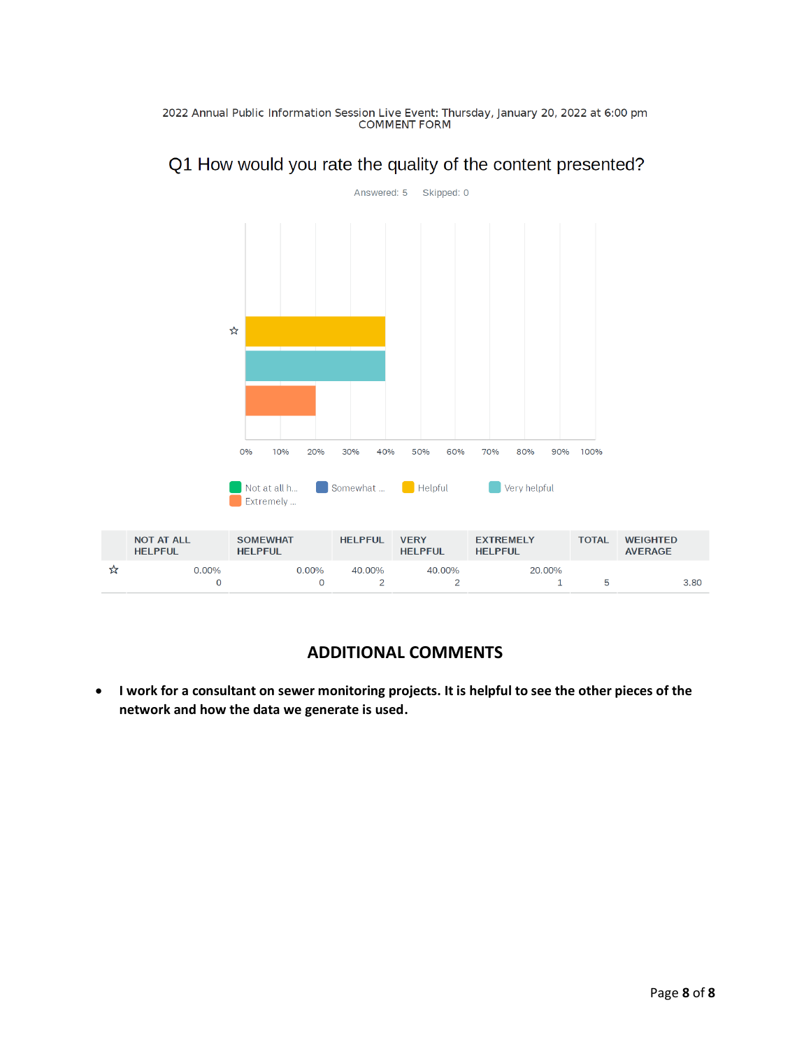2022 Annual Public Information Session Live Event: Thursday, January 20, 2022 at 6:00 pm
COMMENT FORM

## Q1 How would you rate the quality of the content presented?

Answered: 5 Skipped: 0

0% 10% 20% 30% 40% 50% 60% 70% 80% 90% 100%

Not at all h... Somewhat ... Helpful Very helpful Extremely ...

| | NOT AT ALL HELPFUL | SOMEWHAT HELPFUL | HELPFUL | VERY HELPFUL | EXTREMELY HELPFUL | TOTAL | WEIGHTED AVERAGE |
|---|---|---|---|---|---|---|---|
| ☆ | 0.00%<br>0 | 0.00%<br>0 | 40.00%<br>2 | 40.00%<br>2 | 20.00%<br>1 | 5 | 3.80 |

## ADDITIONAL COMMENTS

- **I work for a consultant on sewer monitoring projects. It is helpful to see the other pieces of the network and how the data we generate is used.**